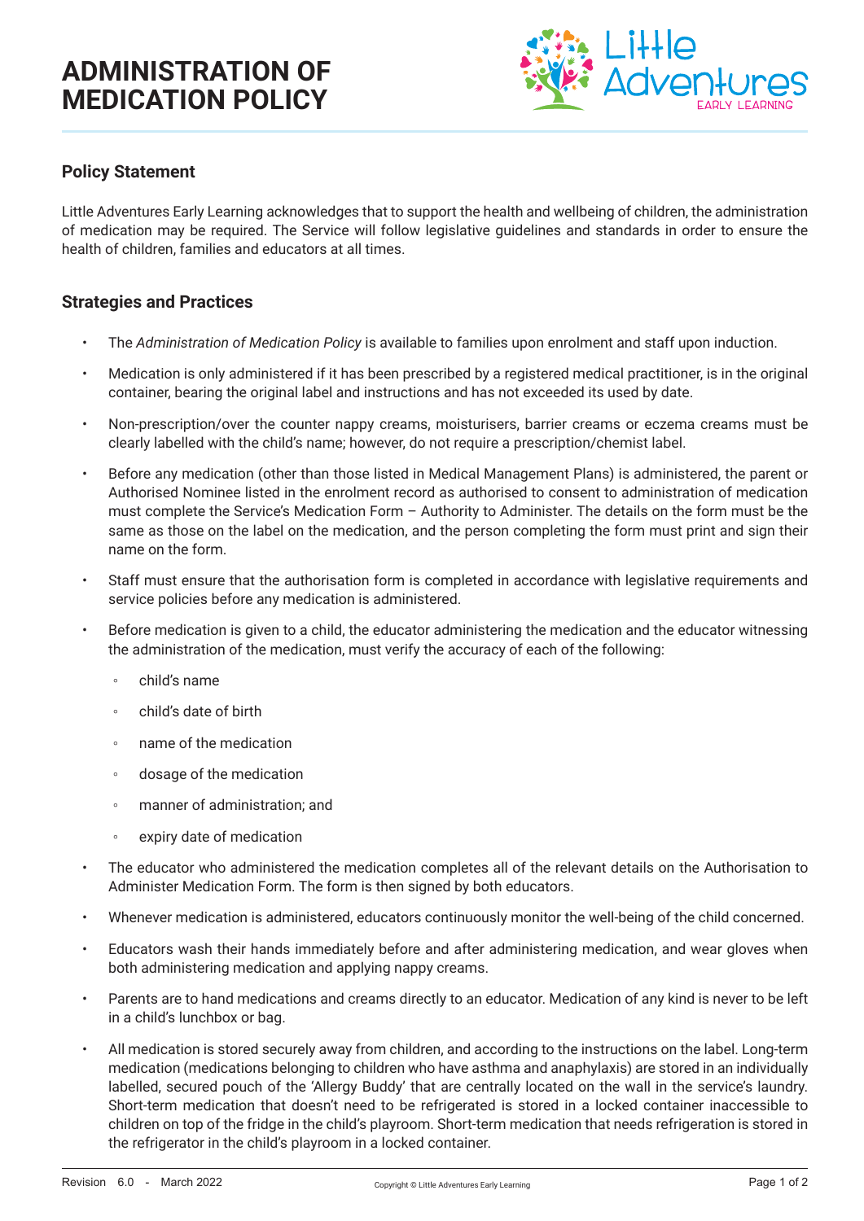# ADMINISTRATION OF MEDICATION POLICY

## Policy Statement

Little Adventures Early Learning acknowledges that to support the health and wellbeing of children, the administration of medication may be required. The Service will follow legislative guidelines and standards in order to ensure the health of children, families and educators at all times.

## Strategies and Practices

- The *Administration of Medication Policy* is available to families upon enrolment and staff upon induction.
- Medication is only administered if it has been prescribed by a registered medical practitioner, is in the original container, bearing the original label and instructions and has not exceeded its used by date.
- Non-prescription/over the counter nappy creams, moisturisers, barrier creams or eczema creams must be clearly labelled with the child's name; however, do not require a prescription/chemist label.
- Before any medication (other than those listed in Medical Management Plans) is administered, the parent or Authorised Nominee listed in the enrolment record as authorised to consent to administration of medication must complete the Service's Medication Form – Authority to Administer. The details on the form must be the same as those on the label on the medication, and the person completing the form must print and sign their name on the form.
- Staff must ensure that the authorisation form is completed in accordance with legislative requirements and service policies before any medication is administered.
- Before medication is given to a child, the educator administering the medication and the educator witnessing the administration of the medication, must verify the accuracy of each of the following:
  - child's name
  - child's date of birth
  - name of the medication
  - dosage of the medication
  - manner of administration; and
  - expiry date of medication
- The educator who administered the medication completes all of the relevant details on the Authorisation to Administer Medication Form. The form is then signed by both educators.
- Whenever medication is administered, educators continuously monitor the well-being of the child concerned.
- Educators wash their hands immediately before and after administering medication, and wear gloves when both administering medication and applying nappy creams.
- Parents are to hand medications and creams directly to an educator. Medication of any kind is never to be left in a child's lunchbox or bag.
- All medication is stored securely away from children, and according to the instructions on the label. Long-term medication (medications belonging to children who have asthma and anaphylaxis) are stored in an individually labelled, secured pouch of the 'Allergy Buddy' that are centrally located on the wall in the service's laundry. Short-term medication that doesn't need to be refrigerated is stored in a locked container inaccessible to children on top of the fridge in the child's playroom. Short-term medication that needs refrigeration is stored in the refrigerator in the child's playroom in a locked container.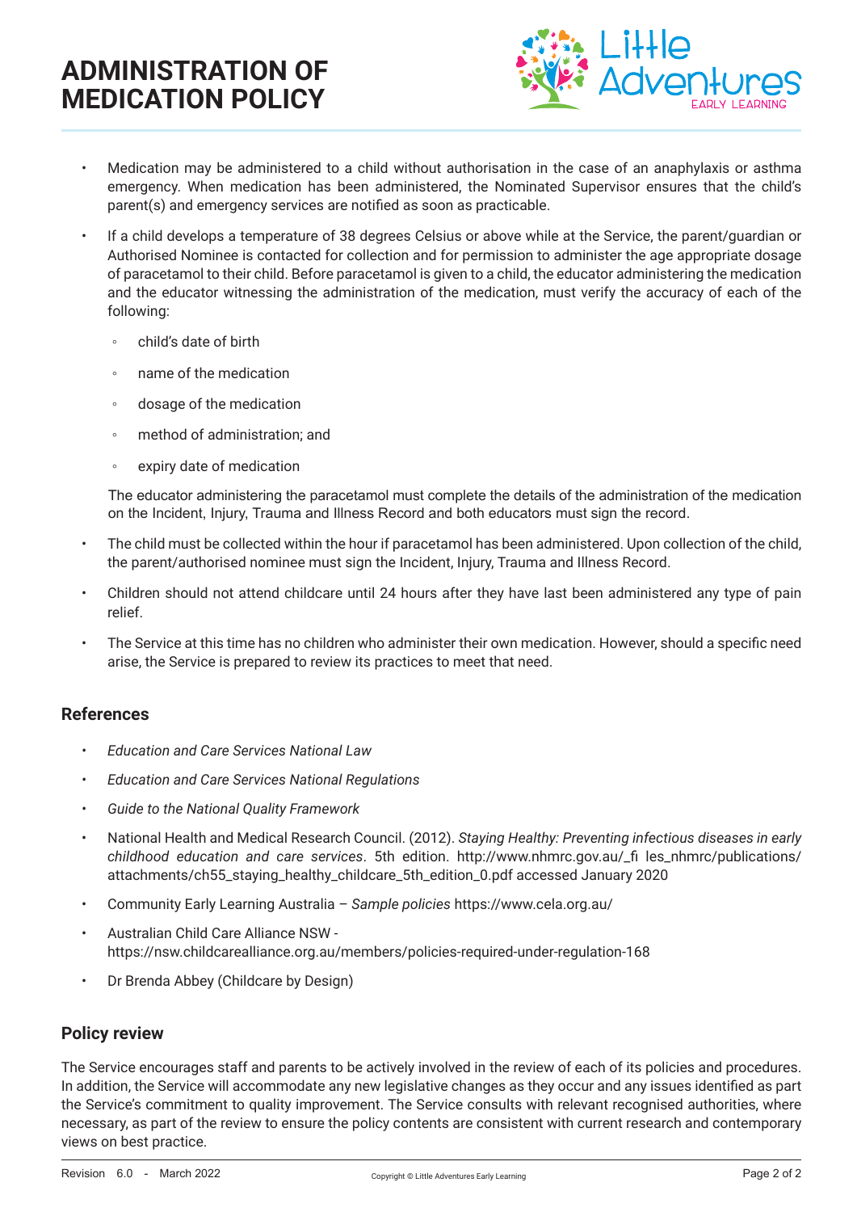# ADMINISTRATION OF MEDICATION POLICY

- Medication may be administered to a child without authorisation in the case of an anaphylaxis or asthma emergency. When medication has been administered, the Nominated Supervisor ensures that the child's parent(s) and emergency services are notified as soon as practicable.
- If a child develops a temperature of 38 degrees Celsius or above while at the Service, the parent/guardian or Authorised Nominee is contacted for collection and for permission to administer the age appropriate dosage of paracetamol to their child. Before paracetamol is given to a child, the educator administering the medication and the educator witnessing the administration of the medication, must verify the accuracy of each of the following:
  - child's date of birth
  - name of the medication
  - dosage of the medication
  - method of administration; and
  - expiry date of medication

  The educator administering the paracetamol must complete the details of the administration of the medication on the Incident, Injury, Trauma and Illness Record and both educators must sign the record.
- The child must be collected within the hour if paracetamol has been administered. Upon collection of the child, the parent/authorised nominee must sign the Incident, Injury, Trauma and Illness Record.
- Children should not attend childcare until 24 hours after they have last been administered any type of pain relief.
- The Service at this time has no children who administer their own medication. However, should a specific need arise, the Service is prepared to review its practices to meet that need.

## References

- *Education and Care Services National Law*
- *Education and Care Services National Regulations*
- *Guide to the National Quality Framework*
- National Health and Medical Research Council. (2012). *Staying Healthy: Preventing infectious diseases in early childhood education and care services*. 5th edition. http://www.nhmrc.gov.au/_fi les_nhmrc/publications/attachments/ch55_staying_healthy_childcare_5th_edition_0.pdf accessed January 2020
- Community Early Learning Australia – *Sample policies* https://www.cela.org.au/
- Australian Child Care Alliance NSW - https://nsw.childcarealliance.org.au/members/policies-required-under-regulation-168
- Dr Brenda Abbey (Childcare by Design)

## Policy review

The Service encourages staff and parents to be actively involved in the review of each of its policies and procedures. In addition, the Service will accommodate any new legislative changes as they occur and any issues identified as part the Service's commitment to quality improvement. The Service consults with relevant recognised authorities, where necessary, as part of the review to ensure the policy contents are consistent with current research and contemporary views on best practice.